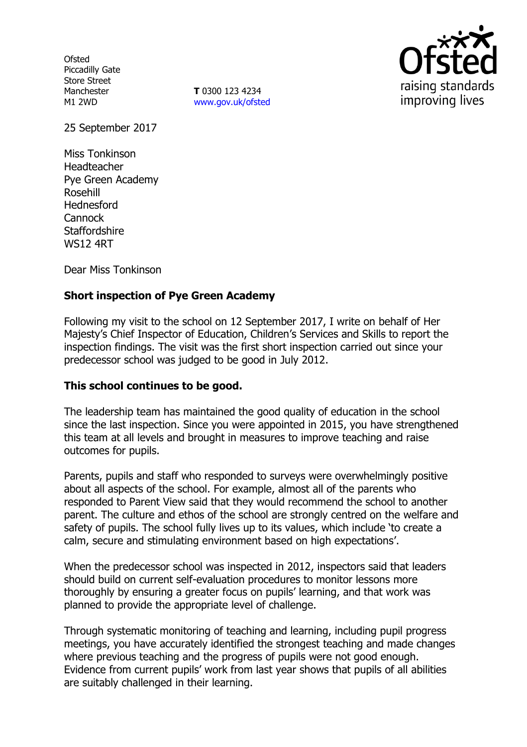Ofsted
Piccadilly Gate
Store Street
Manchester
M1 2WD

**T** 0300 123 4234
www.gov.uk/ofsted

25 September 2017

Miss Tonkinson
Headteacher
Pye Green Academy
Rosehill
Hednesford
Cannock
Staffordshire
WS12 4RT

Dear Miss Tonkinson

**Short inspection of Pye Green Academy**

Following my visit to the school on 12 September 2017, I write on behalf of Her Majesty's Chief Inspector of Education, Children's Services and Skills to report the inspection findings. The visit was the first short inspection carried out since your predecessor school was judged to be good in July 2012.

**This school continues to be good.**

The leadership team has maintained the good quality of education in the school since the last inspection. Since you were appointed in 2015, you have strengthened this team at all levels and brought in measures to improve teaching and raise outcomes for pupils.

Parents, pupils and staff who responded to surveys were overwhelmingly positive about all aspects of the school. For example, almost all of the parents who responded to Parent View said that they would recommend the school to another parent. The culture and ethos of the school are strongly centred on the welfare and safety of pupils. The school fully lives up to its values, which include 'to create a calm, secure and stimulating environment based on high expectations'.

When the predecessor school was inspected in 2012, inspectors said that leaders should build on current self-evaluation procedures to monitor lessons more thoroughly by ensuring a greater focus on pupils' learning, and that work was planned to provide the appropriate level of challenge.

Through systematic monitoring of teaching and learning, including pupil progress meetings, you have accurately identified the strongest teaching and made changes where previous teaching and the progress of pupils were not good enough. Evidence from current pupils' work from last year shows that pupils of all abilities are suitably challenged in their learning.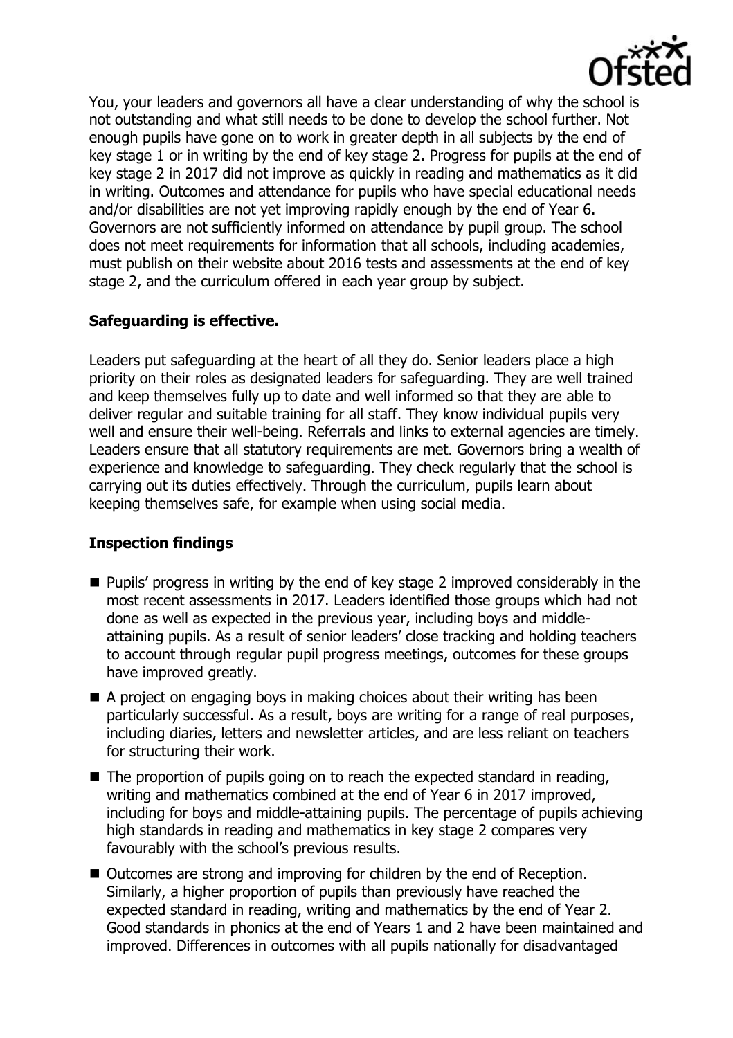You, your leaders and governors all have a clear understanding of why the school is not outstanding and what still needs to be done to develop the school further. Not enough pupils have gone on to work in greater depth in all subjects by the end of key stage 1 or in writing by the end of key stage 2. Progress for pupils at the end of key stage 2 in 2017 did not improve as quickly in reading and mathematics as it did in writing. Outcomes and attendance for pupils who have special educational needs and/or disabilities are not yet improving rapidly enough by the end of Year 6. Governors are not sufficiently informed on attendance by pupil group. The school does not meet requirements for information that all schools, including academies, must publish on their website about 2016 tests and assessments at the end of key stage 2, and the curriculum offered in each year group by subject.

## Safeguarding is effective.

Leaders put safeguarding at the heart of all they do. Senior leaders place a high priority on their roles as designated leaders for safeguarding. They are well trained and keep themselves fully up to date and well informed so that they are able to deliver regular and suitable training for all staff. They know individual pupils very well and ensure their well-being. Referrals and links to external agencies are timely. Leaders ensure that all statutory requirements are met. Governors bring a wealth of experience and knowledge to safeguarding. They check regularly that the school is carrying out its duties effectively. Through the curriculum, pupils learn about keeping themselves safe, for example when using social media.

## Inspection findings

- Pupils' progress in writing by the end of key stage 2 improved considerably in the most recent assessments in 2017. Leaders identified those groups which had not done as well as expected in the previous year, including boys and middle-attaining pupils. As a result of senior leaders' close tracking and holding teachers to account through regular pupil progress meetings, outcomes for these groups have improved greatly.
- A project on engaging boys in making choices about their writing has been particularly successful. As a result, boys are writing for a range of real purposes, including diaries, letters and newsletter articles, and are less reliant on teachers for structuring their work.
- The proportion of pupils going on to reach the expected standard in reading, writing and mathematics combined at the end of Year 6 in 2017 improved, including for boys and middle-attaining pupils. The percentage of pupils achieving high standards in reading and mathematics in key stage 2 compares very favourably with the school's previous results.
- Outcomes are strong and improving for children by the end of Reception. Similarly, a higher proportion of pupils than previously have reached the expected standard in reading, writing and mathematics by the end of Year 2. Good standards in phonics at the end of Years 1 and 2 have been maintained and improved. Differences in outcomes with all pupils nationally for disadvantaged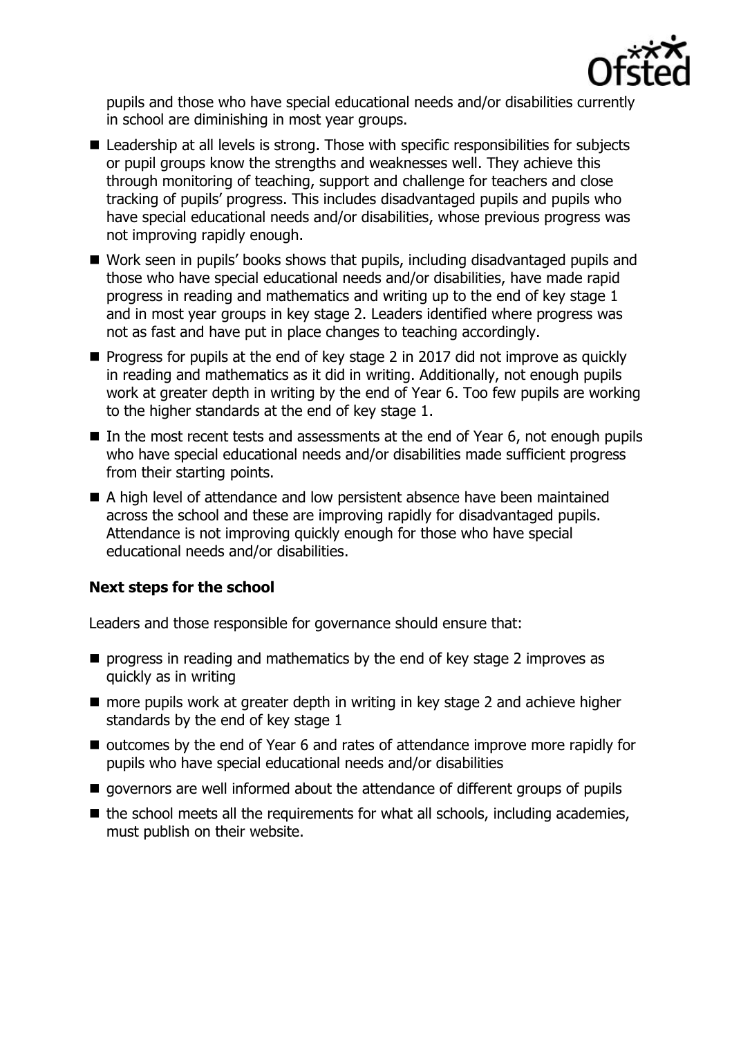pupils and those who have special educational needs and/or disabilities currently in school are diminishing in most year groups.

- Leadership at all levels is strong. Those with specific responsibilities for subjects or pupil groups know the strengths and weaknesses well. They achieve this through monitoring of teaching, support and challenge for teachers and close tracking of pupils' progress. This includes disadvantaged pupils and pupils who have special educational needs and/or disabilities, whose previous progress was not improving rapidly enough.
- Work seen in pupils' books shows that pupils, including disadvantaged pupils and those who have special educational needs and/or disabilities, have made rapid progress in reading and mathematics and writing up to the end of key stage 1 and in most year groups in key stage 2. Leaders identified where progress was not as fast and have put in place changes to teaching accordingly.
- Progress for pupils at the end of key stage 2 in 2017 did not improve as quickly in reading and mathematics as it did in writing. Additionally, not enough pupils work at greater depth in writing by the end of Year 6. Too few pupils are working to the higher standards at the end of key stage 1.
- In the most recent tests and assessments at the end of Year 6, not enough pupils who have special educational needs and/or disabilities made sufficient progress from their starting points.
- A high level of attendance and low persistent absence have been maintained across the school and these are improving rapidly for disadvantaged pupils. Attendance is not improving quickly enough for those who have special educational needs and/or disabilities.

### Next steps for the school

Leaders and those responsible for governance should ensure that:

- progress in reading and mathematics by the end of key stage 2 improves as quickly as in writing
- more pupils work at greater depth in writing in key stage 2 and achieve higher standards by the end of key stage 1
- outcomes by the end of Year 6 and rates of attendance improve more rapidly for pupils who have special educational needs and/or disabilities
- governors are well informed about the attendance of different groups of pupils
- the school meets all the requirements for what all schools, including academies, must publish on their website.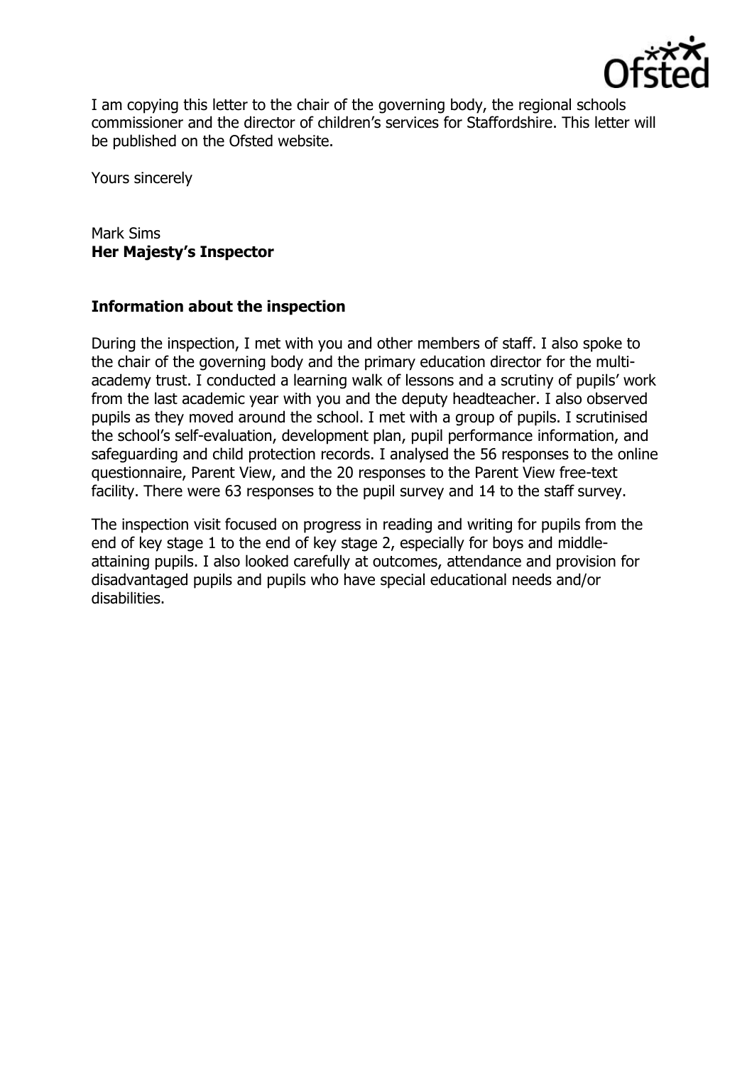I am copying this letter to the chair of the governing body, the regional schools commissioner and the director of children's services for Staffordshire. This letter will be published on the Ofsted website.

Yours sincerely

Mark Sims
**Her Majesty's Inspector**

### Information about the inspection

During the inspection, I met with you and other members of staff. I also spoke to the chair of the governing body and the primary education director for the multi-academy trust. I conducted a learning walk of lessons and a scrutiny of pupils' work from the last academic year with you and the deputy headteacher. I also observed pupils as they moved around the school. I met with a group of pupils. I scrutinised the school's self-evaluation, development plan, pupil performance information, and safeguarding and child protection records. I analysed the 56 responses to the online questionnaire, Parent View, and the 20 responses to the Parent View free-text facility. There were 63 responses to the pupil survey and 14 to the staff survey.

The inspection visit focused on progress in reading and writing for pupils from the end of key stage 1 to the end of key stage 2, especially for boys and middle-attaining pupils. I also looked carefully at outcomes, attendance and provision for disadvantaged pupils and pupils who have special educational needs and/or disabilities.